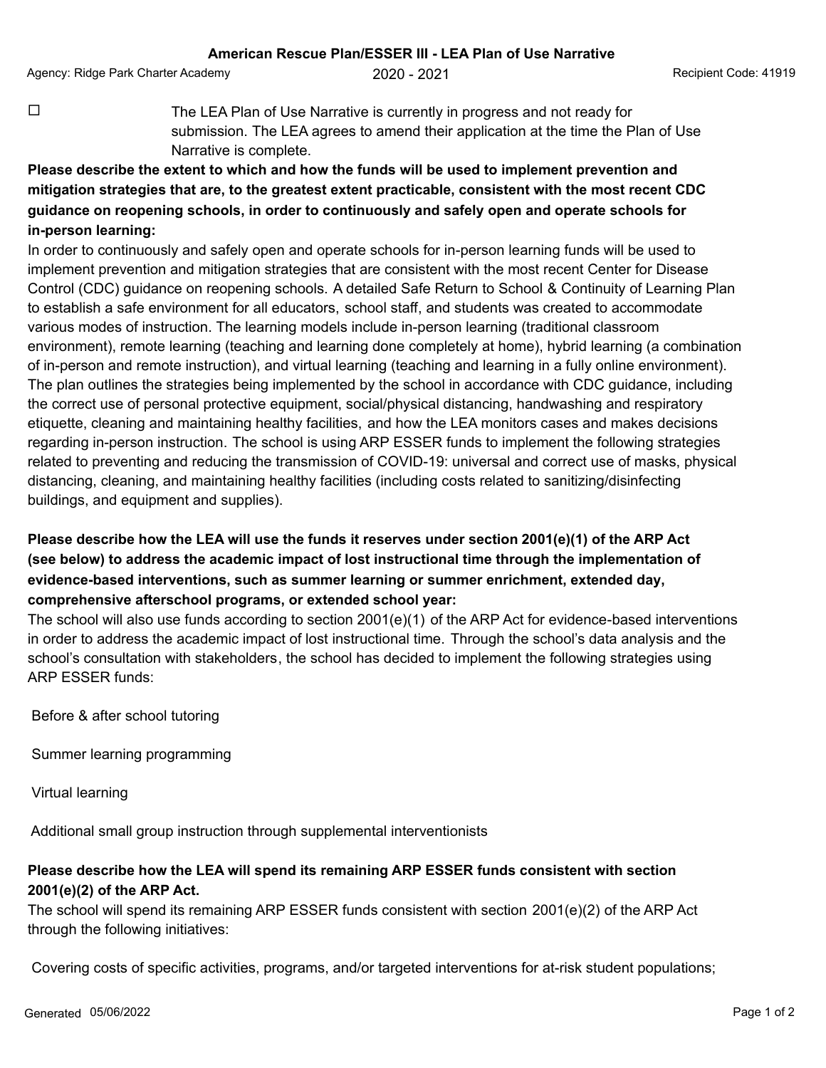## American Rescue Plan/ESSER III - LEA Plan of Use Narrative

Agency: Ridge Park Charter Academy | 2020 - 2021 | Recipient Code: 41919

☐ The LEA Plan of Use Narrative is currently in progress and not ready for submission. The LEA agrees to amend their application at the time the Plan of Use Narrative is complete.

**Please describe the extent to which and how the funds will be used to implement prevention and mitigation strategies that are, to the greatest extent practicable, consistent with the most recent CDC guidance on reopening schools, in order to continuously and safely open and operate schools for in-person learning:**

In order to continuously and safely open and operate schools for in-person learning funds will be used to implement prevention and mitigation strategies that are consistent with the most recent Center for Disease Control (CDC) guidance on reopening schools. A detailed Safe Return to School & Continuity of Learning Plan to establish a safe environment for all educators, school staff, and students was created to accommodate various modes of instruction. The learning models include in-person learning (traditional classroom environment), remote learning (teaching and learning done completely at home), hybrid learning (a combination of in-person and remote instruction), and virtual learning (teaching and learning in a fully online environment). The plan outlines the strategies being implemented by the school in accordance with CDC guidance, including the correct use of personal protective equipment, social/physical distancing, handwashing and respiratory etiquette, cleaning and maintaining healthy facilities, and how the LEA monitors cases and makes decisions regarding in-person instruction. The school is using ARP ESSER funds to implement the following strategies related to preventing and reducing the transmission of COVID-19: universal and correct use of masks, physical distancing, cleaning, and maintaining healthy facilities (including costs related to sanitizing/disinfecting buildings, and equipment and supplies).

**Please describe how the LEA will use the funds it reserves under section 2001(e)(1) of the ARP Act (see below) to address the academic impact of lost instructional time through the implementation of evidence-based interventions, such as summer learning or summer enrichment, extended day, comprehensive afterschool programs, or extended school year:**

The school will also use funds according to section 2001(e)(1) of the ARP Act for evidence-based interventions in order to address the academic impact of lost instructional time. Through the school's data analysis and the school's consultation with stakeholders, the school has decided to implement the following strategies using ARP ESSER funds:

Before & after school tutoring

Summer learning programming

Virtual learning

Additional small group instruction through supplemental interventionists

**Please describe how the LEA will spend its remaining ARP ESSER funds consistent with section 2001(e)(2) of the ARP Act.**

The school will spend its remaining ARP ESSER funds consistent with section 2001(e)(2) of the ARP Act through the following initiatives:

Covering costs of specific activities, programs, and/or targeted interventions for at-risk student populations;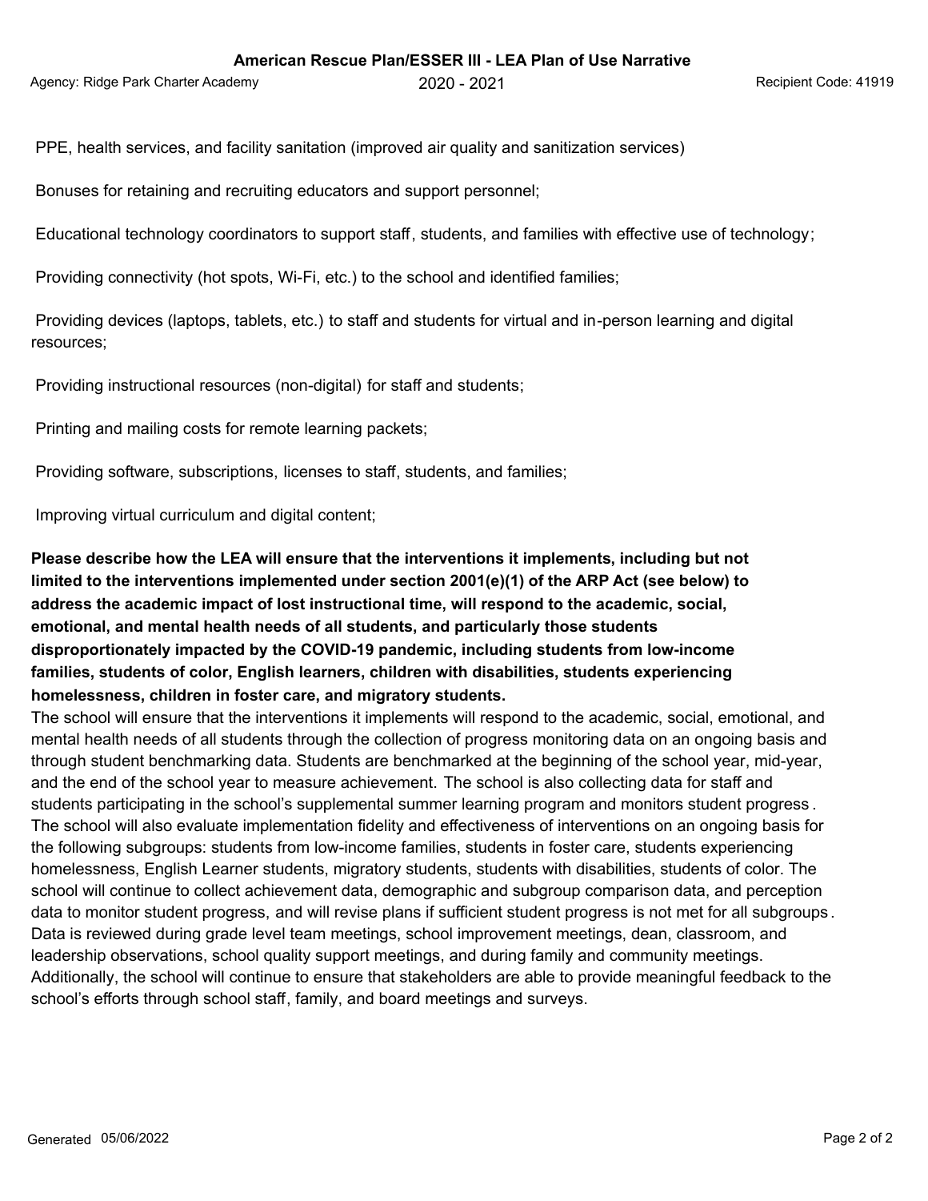PPE, health services, and facility sanitation (improved air quality and sanitization services)

Bonuses for retaining and recruiting educators and support personnel;

Educational technology coordinators to support staff, students, and families with effective use of technology;

Providing connectivity (hot spots, Wi-Fi, etc.) to the school and identified families;

Providing devices (laptops, tablets, etc.) to staff and students for virtual and in-person learning and digital resources;

Providing instructional resources (non-digital) for staff and students;

Printing and mailing costs for remote learning packets;

Providing software, subscriptions, licenses to staff, students, and families;

Improving virtual curriculum and digital content;

**Please describe how the LEA will ensure that the interventions it implements, including but not limited to the interventions implemented under section 2001(e)(1) of the ARP Act (see below) to address the academic impact of lost instructional time, will respond to the academic, social, emotional, and mental health needs of all students, and particularly those students disproportionately impacted by the COVID-19 pandemic, including students from low-income families, students of color, English learners, children with disabilities, students experiencing homelessness, children in foster care, and migratory students.**

The school will ensure that the interventions it implements will respond to the academic, social, emotional, and mental health needs of all students through the collection of progress monitoring data on an ongoing basis and through student benchmarking data. Students are benchmarked at the beginning of the school year, mid-year, and the end of the school year to measure achievement. The school is also collecting data for staff and students participating in the school's supplemental summer learning program and monitors student progress. The school will also evaluate implementation fidelity and effectiveness of interventions on an ongoing basis for the following subgroups: students from low-income families, students in foster care, students experiencing homelessness, English Learner students, migratory students, students with disabilities, students of color. The school will continue to collect achievement data, demographic and subgroup comparison data, and perception data to monitor student progress, and will revise plans if sufficient student progress is not met for all subgroups. Data is reviewed during grade level team meetings, school improvement meetings, dean, classroom, and leadership observations, school quality support meetings, and during family and community meetings. Additionally, the school will continue to ensure that stakeholders are able to provide meaningful feedback to the school's efforts through school staff, family, and board meetings and surveys.